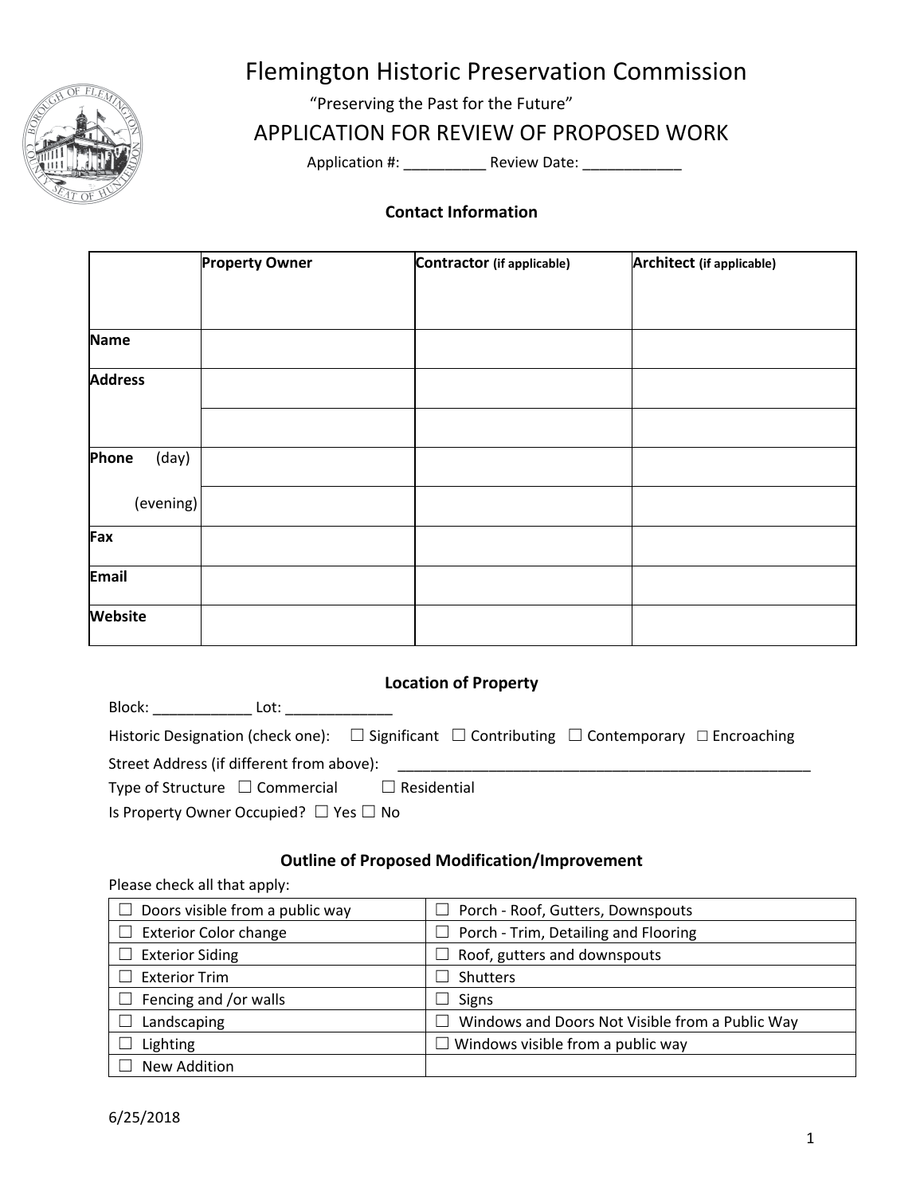# Flemington Historic Preservation Commission

"Preserving the Past for the Future"

## APPLICATION FOR REVIEW OF PROPOSED WORK

Application #: __________ Review Date: ____________

### Contact Information

| | Property Owner | Contractor (if applicable) | Architect (if applicable) |
|---|---|---|---|
| Name | | | |
| Address | | | |
| | | | |
| Phone (day) | | | |
| (evening) | | | |
| Fax | | | |
| Email | | | |
| Website | | | |

### Location of Property

Block: ____________ Lot: _____________

Historic Designation (check one): ☐ Significant ☐ Contributing ☐ Contemporary ☐ Encroaching

Street Address (if different from above): _____________________________________________________

Type of Structure ☐ Commercial ☐ Residential

Is Property Owner Occupied? ☐ Yes ☐ No

### Outline of Proposed Modification/Improvement

Please check all that apply:

| | |
|---|---|
| ☐ Doors visible from a public way | ☐ Porch - Roof, Gutters, Downspouts |
| ☐ Exterior Color change | ☐ Porch - Trim, Detailing and Flooring |
| ☐ Exterior Siding | ☐ Roof, gutters and downspouts |
| ☐ Exterior Trim | ☐ Shutters |
| ☐ Fencing and /or walls | ☐ Signs |
| ☐ Landscaping | ☐ Windows and Doors Not Visible from a Public Way |
| ☐ Lighting | ☐ Windows visible from a public way |
| ☐ New Addition | |

6/25/2018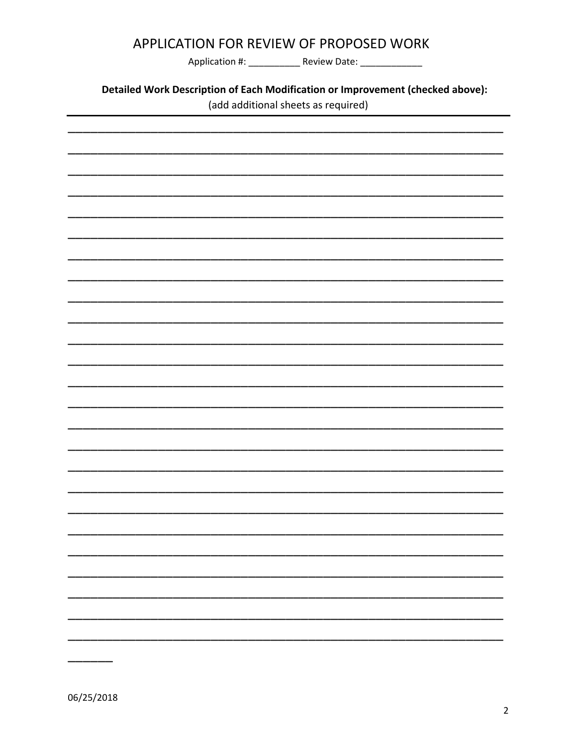# APPLICATION FOR REVIEW OF PROPOSED WORK

Application #: __________ Review Date: ____________

**Detailed Work Description of Each Modification or Improvement (checked above):**

(add additional sheets as required)

______________________________________________________________________________

______________________________________________________________________________

______________________________________________________________________________

______________________________________________________________________________

______________________________________________________________________________

______________________________________________________________________________

______________________________________________________________________________

______________________________________________________________________________

______________________________________________________________________________

______________________________________________________________________________

______________________________________________________________________________

______________________________________________________________________________

______________________________________________________________________________

______________________________________________________________________________

______________________________________________________________________________

______________________________________________________________________________

______________________________________________________________________________

______________________________________________________________________________

______________________________________________________________________________

______________________________________________________________________________

______________________________________________________________________________

______________________________________________________________________________

______________________________________________________________________________

______________________________________________________________________________

______________________________________________________________________________

________

06/25/2018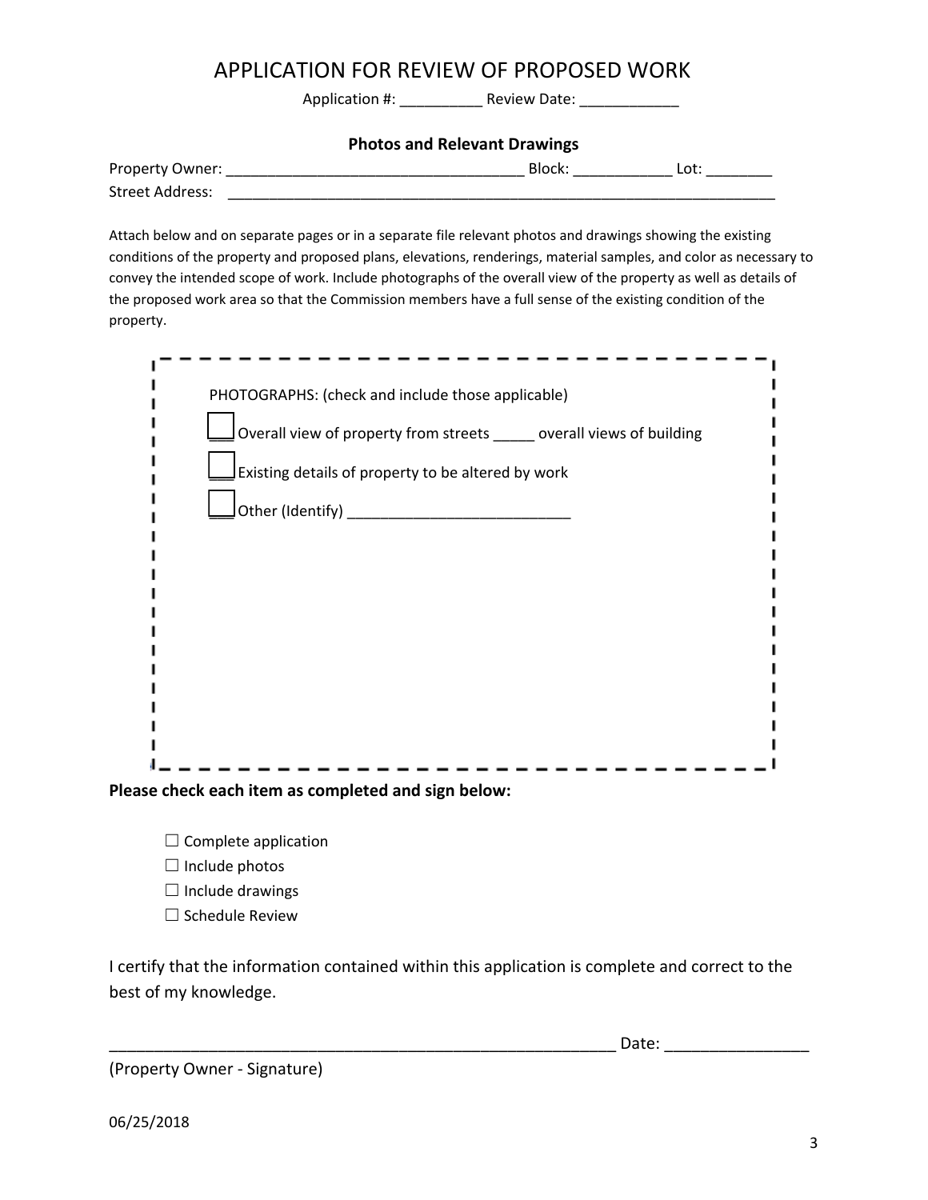# APPLICATION FOR REVIEW OF PROPOSED WORK

Application #: __________ Review Date: ____________

**Photos and Relevant Drawings**

Property Owner: ___________________________________ Block: ____________ Lot: ________

Street Address: ____________________________________________________________________

Attach below and on separate pages or in a separate file relevant photos and drawings showing the existing conditions of the property and proposed plans, elevations, renderings, material samples, and color as necessary to convey the intended scope of work. Include photographs of the overall view of the property as well as details of the proposed work area so that the Commission members have a full sense of the existing condition of the property.

PHOTOGRAPHS: (check and include those applicable)

☐ Overall view of property from streets _____ overall views of building

☐ Existing details of property to be altered by work

☐ Other (Identify) ___________________________

**Please check each item as completed and sign below:**

- ☐ Complete application
- ☐ Include photos
- ☐ Include drawings
- ☐ Schedule Review

I certify that the information contained within this application is complete and correct to the best of my knowledge.

__________________________________________________________ Date: ________________

(Property Owner - Signature)

06/25/2018